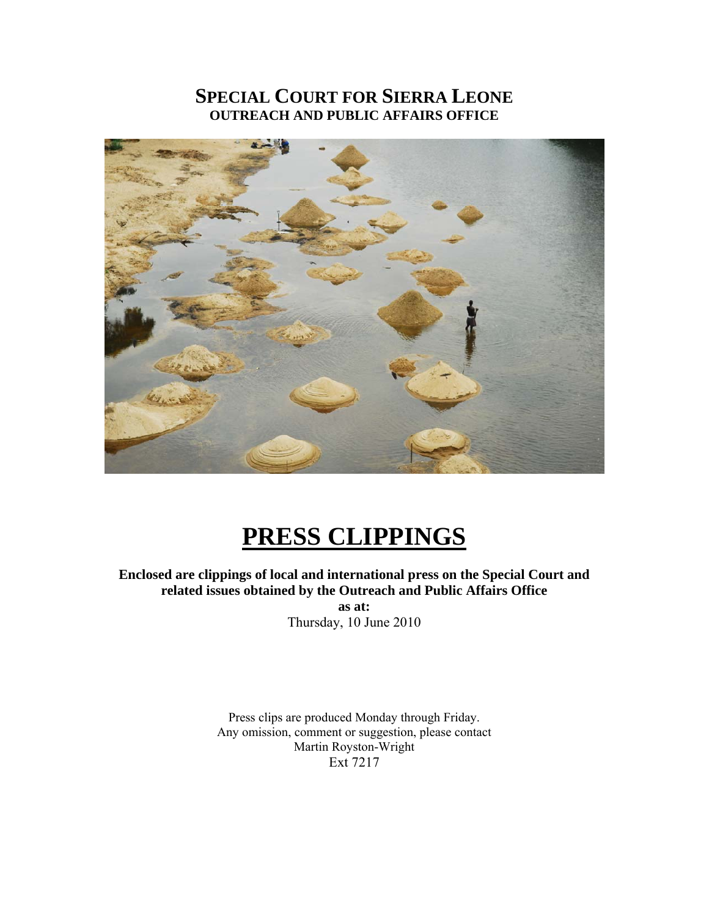# SPECIAL COURT FOR SIERRA LEONE
## OUTREACH AND PUBLIC AFFAIRS OFFICE

# PRESS CLIPPINGS

**Enclosed are clippings of local and international press on the Special Court and related issues obtained by the Outreach and Public Affairs Office**

**as at:**

Thursday, 10 June 2010

Press clips are produced Monday through Friday.
Any omission, comment or suggestion, please contact
Martin Royston-Wright
Ext 7217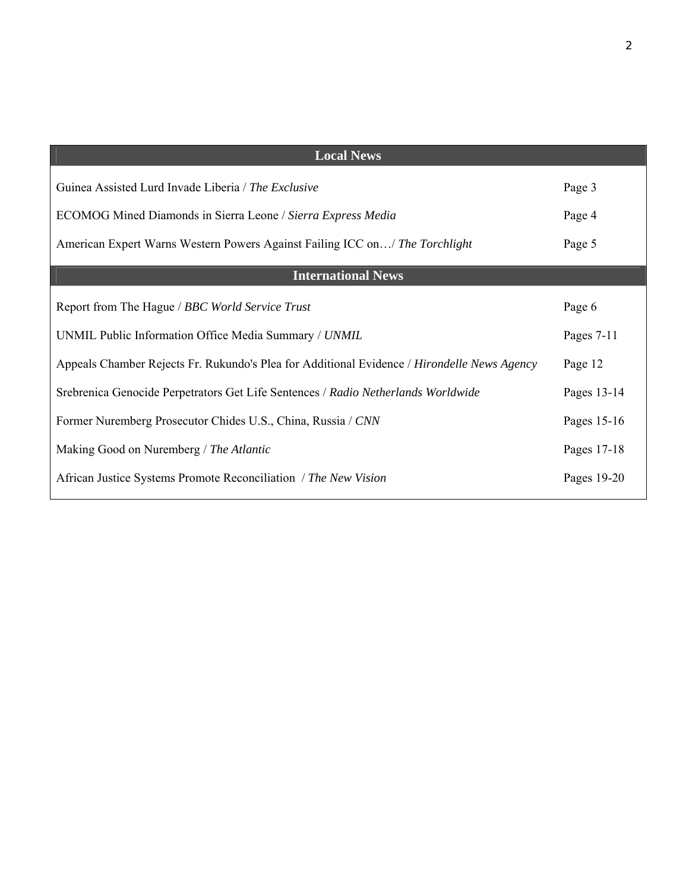| Local News | |
|---|---|
| Guinea Assisted Lurd Invade Liberia / *The Exclusive* | Page 3 |
| ECOMOG Mined Diamonds in Sierra Leone / *Sierra Express Media* | Page 4 |
| American Expert Warns Western Powers Against Failing ICC on…/ *The Torchlight* | Page 5 |
| **International News** | |
| Report from The Hague / *BBC World Service Trust* | Page 6 |
| UNMIL Public Information Office Media Summary / *UNMIL* | Pages 7-11 |
| Appeals Chamber Rejects Fr. Rukundo's Plea for Additional Evidence / *Hirondelle News Agency* | Page 12 |
| Srebrenica Genocide Perpetrators Get Life Sentences / *Radio Netherlands Worldwide* | Pages 13-14 |
| Former Nuremberg Prosecutor Chides U.S., China, Russia / *CNN* | Pages 15-16 |
| Making Good on Nuremberg / *The Atlantic* | Pages 17-18 |
| African Justice Systems Promote Reconciliation / *The New Vision* | Pages 19-20 |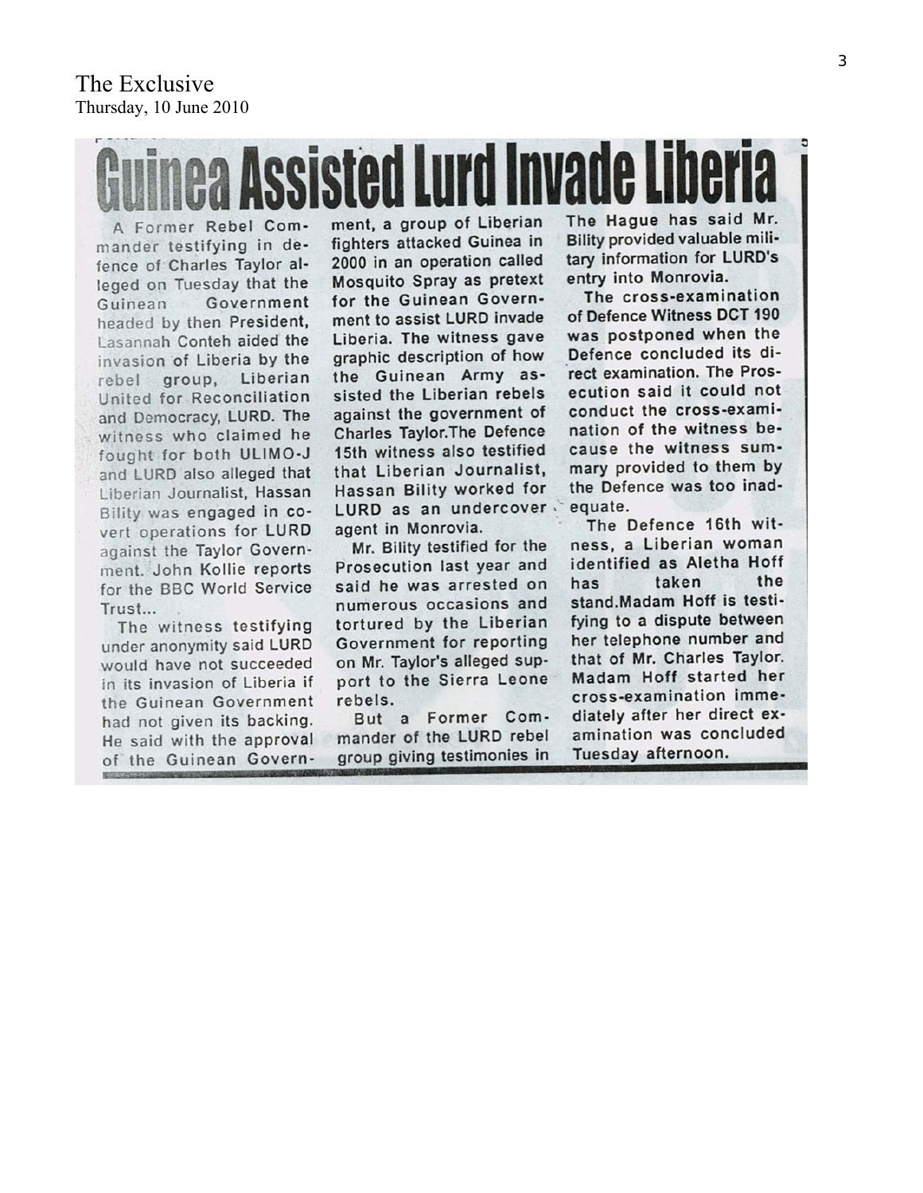The Exclusive
Thursday, 10 June 2010

# Guinea Assisted Lurd Invade Liberia

A Former Rebel Commander testifying in defence of Charles Taylor alleged on Tuesday that the Guinean Government headed by then President, Lasannah Conteh aided the invasion of Liberia by the rebel group, Liberian United for Reconciliation and Democracy, LURD. The witness who claimed he fought for both ULIMO-J and LURD also alleged that Liberian Journalist, Hassan Bility was engaged in covert operations for LURD against the Taylor Government. John Kollie reports for the BBC World Service Trust...

The witness testifying under anonymity said LURD would have not succeeded in its invasion of Liberia if the Guinean Government had not given its backing. He said with the approval of the Guinean Government, a group of Liberian fighters attacked Guinea in 2000 in an operation called Mosquito Spray as pretext for the Guinean Government to assist LURD invade Liberia. The witness gave graphic description of how the Guinean Army assisted the Liberian rebels against the government of Charles Taylor.The Defence 15th witness also testified that Liberian Journalist, Hassan Bility worked for LURD as an undercover agent in Monrovia.

Mr. Bility testified for the Prosecution last year and said he was arrested on numerous occasions and tortured by the Liberian Government for reporting on Mr. Taylor's alleged support to the Sierra Leone rebels.

But a Former Commander of the LURD rebel group giving testimonies in The Hague has said Mr. Bility provided valuable military information for LURD's entry into Monrovia.

The cross-examination of Defence Witness DCT 190 was postponed when the Defence concluded its direct examination. The Prosecution said it could not conduct the cross-examination of the witness because the witness summary provided to them by the Defence was too inadequate.

The Defence 16th witness, a Liberian woman identified as Aletha Hoff has taken the stand.Madam Hoff is testifying to a dispute between her telephone number and that of Mr. Charles Taylor. Madam Hoff started her cross-examination immediately after her direct examination was concluded Tuesday afternoon.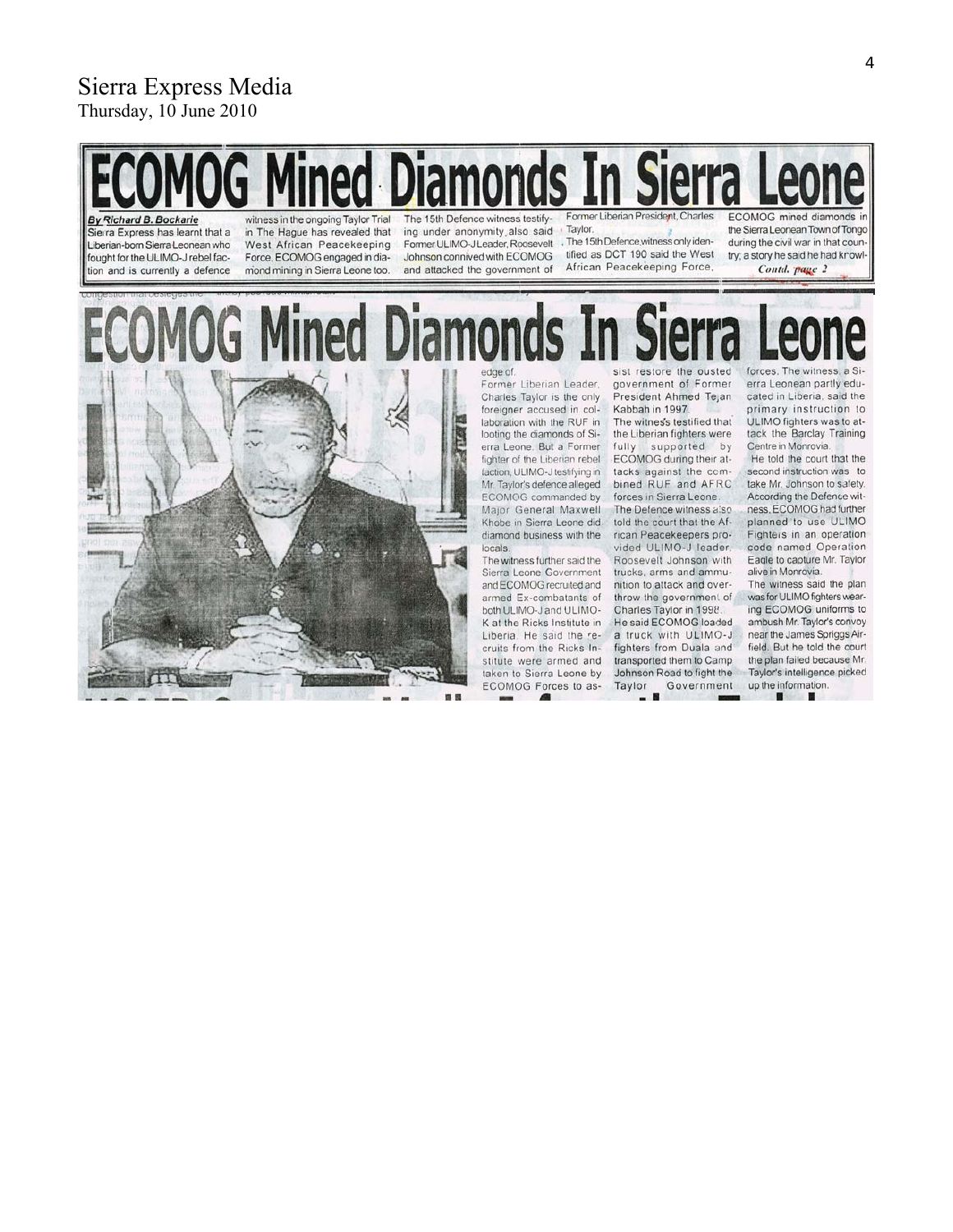Sierra Express Media
Thursday, 10 June 2010

# ECOMOG Mined Diamonds In Sierra Leone

**By Richard B. Bockarie**

Sierra Express has learnt that a Liberian-born Sierra Leonean who fought for the ULIMO-J rebel faction and is currently a defence witness in the ongoing Taylor Trial in The Hague has revealed that West African Peacekeeping Force, ECOMOG engaged in diamond mining in Sierra Leone too.

The 15th Defence witness testifying under anonymity also said Former ULIMO-J Leader, Roosevelt Johnson connived with ECOMOG and attacked the government of Former Liberian President, Charles Taylor.

The 15th Defence witness only identified as DCT 190 said the West African Peacekeeping Force, ECOMOG mined diamonds in the Sierra Leonean Town of Tongo during the civil war in that country; a story he said he had knowl-

*Contd. page 2*

# ECOMOG Mined Diamonds In Sierra Leone

edge of.

Former Liberian Leader, Charles Taylor is the only foreigner accused in collaboration with the RUF in looting the diamonds of Sierra Leone. But a Former fighter of the Liberian rebel faction, ULIMO-J testifying in Mr. Taylor's defence alleged ECOMOG commanded by Major General Maxwell Khobe in Sierra Leone did diamond business with the locals.

The witness further said the Sierra Leone Government and ECOMOG recruited and armed Ex-combatants of both ULIMO-J and ULIMO-K at the Ricks Institute in Liberia. He said the recruits from the Ricks Institute were armed and taken to Sierra Leone by ECOMOG Forces to assist restore the ousted government of Former President Ahmed Tejan Kabbah in 1997.

The witness testified that the Liberian fighters were fully supported by ECOMOG during their attacks against the combined RUF and AFRC forces in Sierra Leone.

The Defence witness also told the court that the African Peacekeepers provided ULIMO-J leader, Roosevelt Johnson with trucks, arms and ammunition to attack and overthrow the government of Charles Taylor in 1998.

He said ECOMOG loaded a truck with ULIMO-J fighters from Duala and transported them to Camp Johnson Road to fight the Taylor Government forces. The witness, a Sierra Leonean partly educated in Liberia, said the primary instruction to ULIMO fighters was to attack the Barclay Training Centre in Monrovia.

He told the court that the second instruction was to take Mr. Johnson to safety. According the Defence witness, ECOMOG had further planned to use ULIMO Fighters in an operation code named Operation Eagle to capture Mr. Taylor alive in Monrovia.

The witness said the plan was for ULIMO fighters wearing ECOMOG uniforms to ambush Mr. Taylor's convoy near the James Spriggs Airfield. But he told the court the plan failed because Mr. Taylor's intelligence picked up the information.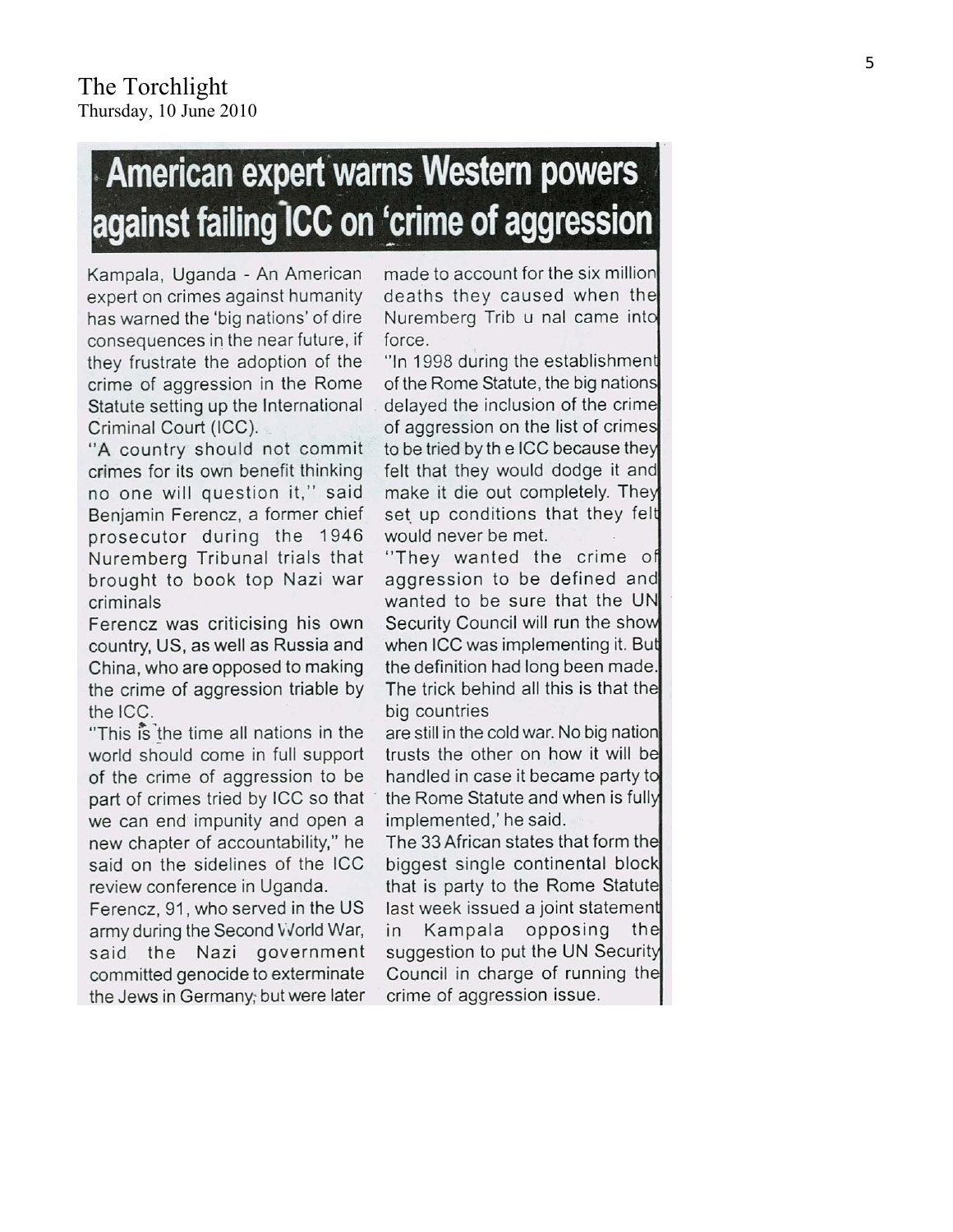The Torchlight
Thursday, 10 June 2010

# American expert warns Western powers against failing ICC on 'crime of aggression

Kampala, Uganda - An American expert on crimes against humanity has warned the 'big nations' of dire consequences in the near future, if they frustrate the adoption of the crime of aggression in the Rome Statute setting up the International Criminal Court (ICC).

"A country should not commit crimes for its own benefit thinking no one will question it," said Benjamin Ferencz, a former chief prosecutor during the 1946 Nuremberg Tribunal trials that brought to book top Nazi war criminals

Ferencz was criticising his own country, US, as well as Russia and China, who are opposed to making the crime of aggression triable by the ICC.

"This is the time all nations in the world should come in full support of the crime of aggression to be part of crimes tried by ICC so that we can end impunity and open a new chapter of accountability," he said on the sidelines of the ICC review conference in Uganda.

Ferencz, 91, who served in the US army during the Second World War, said the Nazi government committed genocide to exterminate the Jews in Germany; but were later made to account for the six million deaths they caused when the Nuremberg Trib u nal came into force.

"In 1998 during the establishment of the Rome Statute, the big nations delayed the inclusion of the crime of aggression on the list of crimes to be tried by th e ICC because they felt that they would dodge it and make it die out completely. They set up conditions that they felt would never be met.

"They wanted the crime of aggression to be defined and wanted to be sure that the UN Security Council will run the show when ICC was implementing it. But the definition had long been made. The trick behind all this is that the big countries are still in the cold war. No big nation trusts the other on how it will be handled in case it became party to the Rome Statute and when is fully implemented,' he said.

The 33 African states that form the biggest single continental block that is party to the Rome Statute last week issued a joint statement in Kampala opposing the suggestion to put the UN Security Council in charge of running the crime of aggression issue.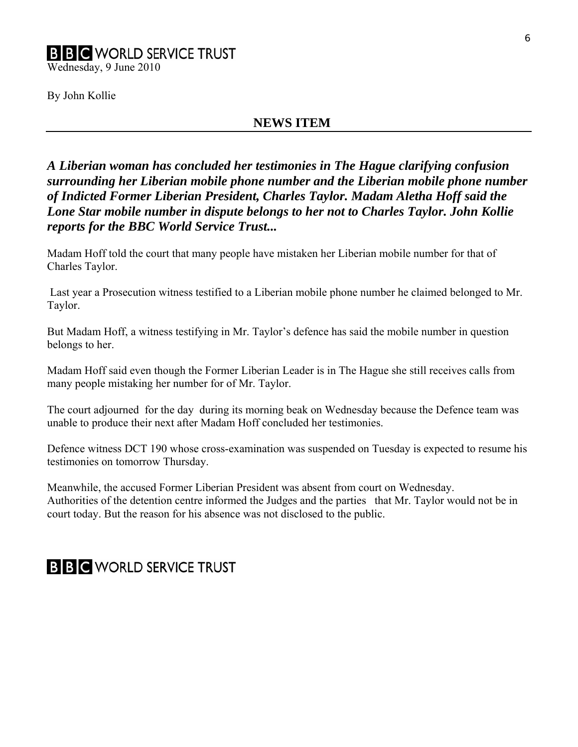**BBC WORLD SERVICE TRUST**
Wednesday, 9 June 2010

By John Kollie

## NEWS ITEM

***A Liberian woman has concluded her testimonies in The Hague clarifying confusion surrounding her Liberian mobile phone number and the Liberian mobile phone number of Indicted Former Liberian President, Charles Taylor. Madam Aletha Hoff said the Lone Star mobile number in dispute belongs to her not to Charles Taylor. John Kollie reports for the BBC World Service Trust...***

Madam Hoff told the court that many people have mistaken her Liberian mobile number for that of Charles Taylor.

Last year a Prosecution witness testified to a Liberian mobile phone number he claimed belonged to Mr. Taylor.

But Madam Hoff, a witness testifying in Mr. Taylor's defence has said the mobile number in question belongs to her.

Madam Hoff said even though the Former Liberian Leader is in The Hague she still receives calls from many people mistaking her number for of Mr. Taylor.

The court adjourned for the day during its morning beak on Wednesday because the Defence team was unable to produce their next after Madam Hoff concluded her testimonies.

Defence witness DCT 190 whose cross-examination was suspended on Tuesday is expected to resume his testimonies on tomorrow Thursday.

Meanwhile, the accused Former Liberian President was absent from court on Wednesday.
Authorities of the detention centre informed the Judges and the parties that Mr. Taylor would not be in court today. But the reason for his absence was not disclosed to the public.

**BBC WORLD SERVICE TRUST**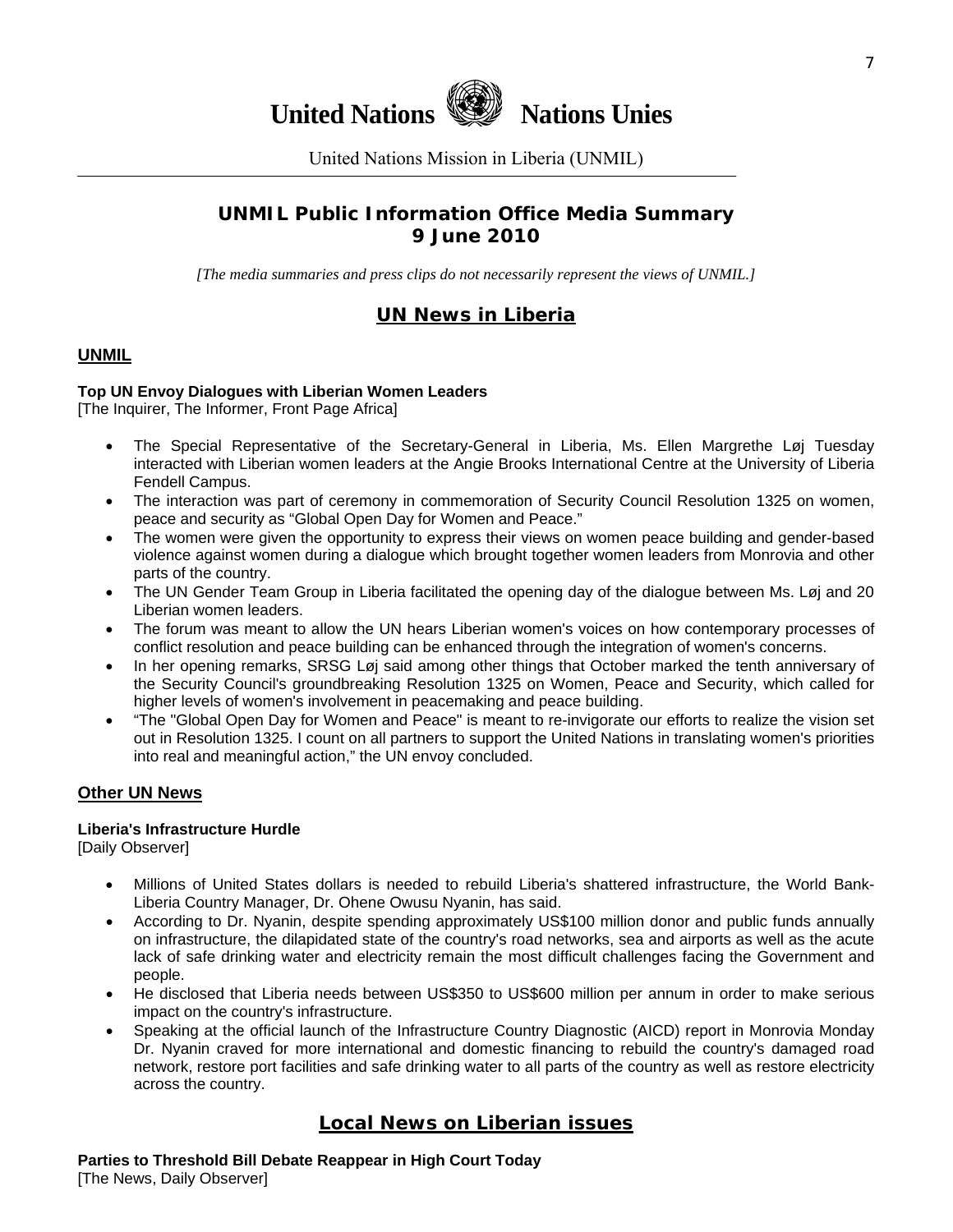# United Nations Nations Unies

United Nations Mission in Liberia (UNMIL)

## UNMIL Public Information Office Media Summary
## 9 June 2010

*[The media summaries and press clips do not necessarily represent the views of UNMIL.]*

## UN News in Liberia

### UNMIL

**Top UN Envoy Dialogues with Liberian Women Leaders**
[The Inquirer, The Informer, Front Page Africa]

- The Special Representative of the Secretary-General in Liberia, Ms. Ellen Margrethe Løj Tuesday interacted with Liberian women leaders at the Angie Brooks International Centre at the University of Liberia Fendell Campus.
- The interaction was part of ceremony in commemoration of Security Council Resolution 1325 on women, peace and security as "Global Open Day for Women and Peace."
- The women were given the opportunity to express their views on women peace building and gender-based violence against women during a dialogue which brought together women leaders from Monrovia and other parts of the country.
- The UN Gender Team Group in Liberia facilitated the opening day of the dialogue between Ms. Løj and 20 Liberian women leaders.
- The forum was meant to allow the UN hears Liberian women's voices on how contemporary processes of conflict resolution and peace building can be enhanced through the integration of women's concerns.
- In her opening remarks, SRSG Løj said among other things that October marked the tenth anniversary of the Security Council's groundbreaking Resolution 1325 on Women, Peace and Security, which called for higher levels of women's involvement in peacemaking and peace building.
- "The "Global Open Day for Women and Peace" is meant to re-invigorate our efforts to realize the vision set out in Resolution 1325. I count on all partners to support the United Nations in translating women's priorities into real and meaningful action," the UN envoy concluded.

### Other UN News

**Liberia's Infrastructure Hurdle**
[Daily Observer]

- Millions of United States dollars is needed to rebuild Liberia's shattered infrastructure, the World Bank-Liberia Country Manager, Dr. Ohene Owusu Nyanin, has said.
- According to Dr. Nyanin, despite spending approximately US$100 million donor and public funds annually on infrastructure, the dilapidated state of the country's road networks, sea and airports as well as the acute lack of safe drinking water and electricity remain the most difficult challenges facing the Government and people.
- He disclosed that Liberia needs between US$350 to US$600 million per annum in order to make serious impact on the country's infrastructure.
- Speaking at the official launch of the Infrastructure Country Diagnostic (AICD) report in Monrovia Monday Dr. Nyanin craved for more international and domestic financing to rebuild the country's damaged road network, restore port facilities and safe drinking water to all parts of the country as well as restore electricity across the country.

## Local News on Liberian issues

**Parties to Threshold Bill Debate Reappear in High Court Today**
[The News, Daily Observer]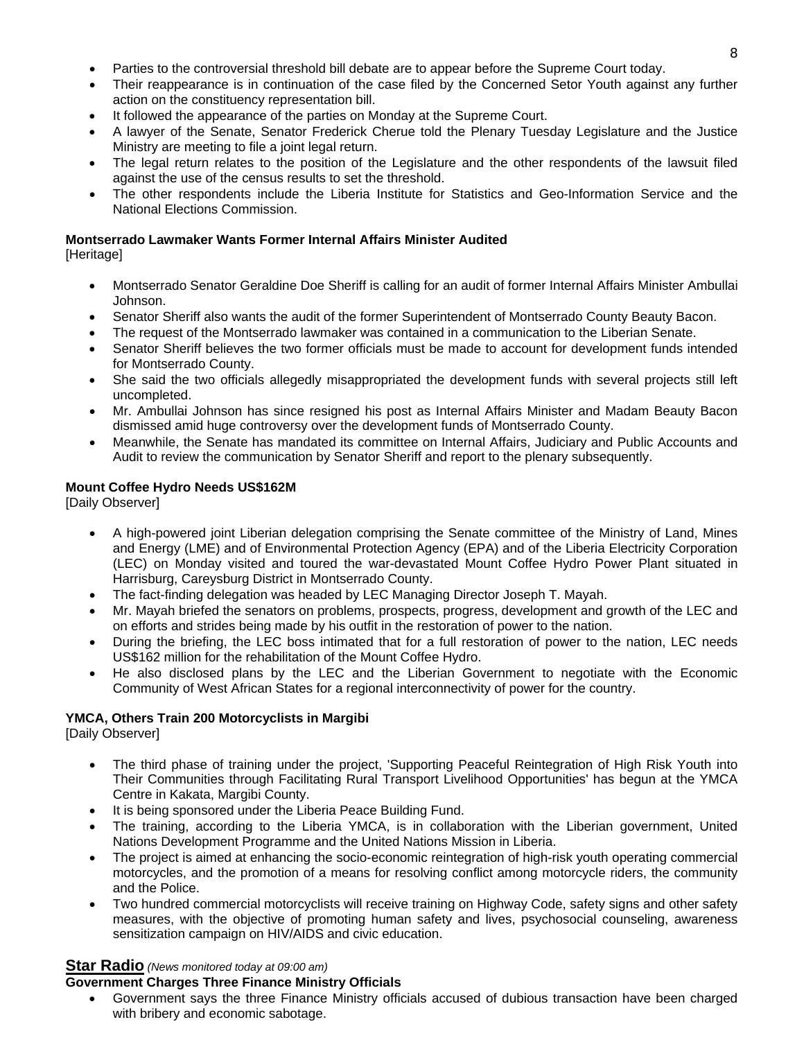- Parties to the controversial threshold bill debate are to appear before the Supreme Court today.
- Their reappearance is in continuation of the case filed by the Concerned Setor Youth against any further action on the constituency representation bill.
- It followed the appearance of the parties on Monday at the Supreme Court.
- A lawyer of the Senate, Senator Frederick Cherue told the Plenary Tuesday Legislature and the Justice Ministry are meeting to file a joint legal return.
- The legal return relates to the position of the Legislature and the other respondents of the lawsuit filed against the use of the census results to set the threshold.
- The other respondents include the Liberia Institute for Statistics and Geo-Information Service and the National Elections Commission.

**Montserrado Lawmaker Wants Former Internal Affairs Minister Audited**
[Heritage]

- Montserrado Senator Geraldine Doe Sheriff is calling for an audit of former Internal Affairs Minister Ambullai Johnson.
- Senator Sheriff also wants the audit of the former Superintendent of Montserrado County Beauty Bacon.
- The request of the Montserrado lawmaker was contained in a communication to the Liberian Senate.
- Senator Sheriff believes the two former officials must be made to account for development funds intended for Montserrado County.
- She said the two officials allegedly misappropriated the development funds with several projects still left uncompleted.
- Mr. Ambullai Johnson has since resigned his post as Internal Affairs Minister and Madam Beauty Bacon dismissed amid huge controversy over the development funds of Montserrado County.
- Meanwhile, the Senate has mandated its committee on Internal Affairs, Judiciary and Public Accounts and Audit to review the communication by Senator Sheriff and report to the plenary subsequently.

**Mount Coffee Hydro Needs US$162M**
[Daily Observer]

- A high-powered joint Liberian delegation comprising the Senate committee of the Ministry of Land, Mines and Energy (LME) and of Environmental Protection Agency (EPA) and of the Liberia Electricity Corporation (LEC) on Monday visited and toured the war-devastated Mount Coffee Hydro Power Plant situated in Harrisburg, Careysburg District in Montserrado County.
- The fact-finding delegation was headed by LEC Managing Director Joseph T. Mayah.
- Mr. Mayah briefed the senators on problems, prospects, progress, development and growth of the LEC and on efforts and strides being made by his outfit in the restoration of power to the nation.
- During the briefing, the LEC boss intimated that for a full restoration of power to the nation, LEC needs US$162 million for the rehabilitation of the Mount Coffee Hydro.
- He also disclosed plans by the LEC and the Liberian Government to negotiate with the Economic Community of West African States for a regional interconnectivity of power for the country.

**YMCA, Others Train 200 Motorcyclists in Margibi**
[Daily Observer]

- The third phase of training under the project, 'Supporting Peaceful Reintegration of High Risk Youth into Their Communities through Facilitating Rural Transport Livelihood Opportunities' has begun at the YMCA Centre in Kakata, Margibi County.
- It is being sponsored under the Liberia Peace Building Fund.
- The training, according to the Liberia YMCA, is in collaboration with the Liberian government, United Nations Development Programme and the United Nations Mission in Liberia.
- The project is aimed at enhancing the socio-economic reintegration of high-risk youth operating commercial motorcycles, and the promotion of a means for resolving conflict among motorcycle riders, the community and the Police.
- Two hundred commercial motorcyclists will receive training on Highway Code, safety signs and other safety measures, with the objective of promoting human safety and lives, psychosocial counseling, awareness sensitization campaign on HIV/AIDS and civic education.

## Star Radio *(News monitored today at 09:00 am)*

**Government Charges Three Finance Ministry Officials**

- Government says the three Finance Ministry officials accused of dubious transaction have been charged with bribery and economic sabotage.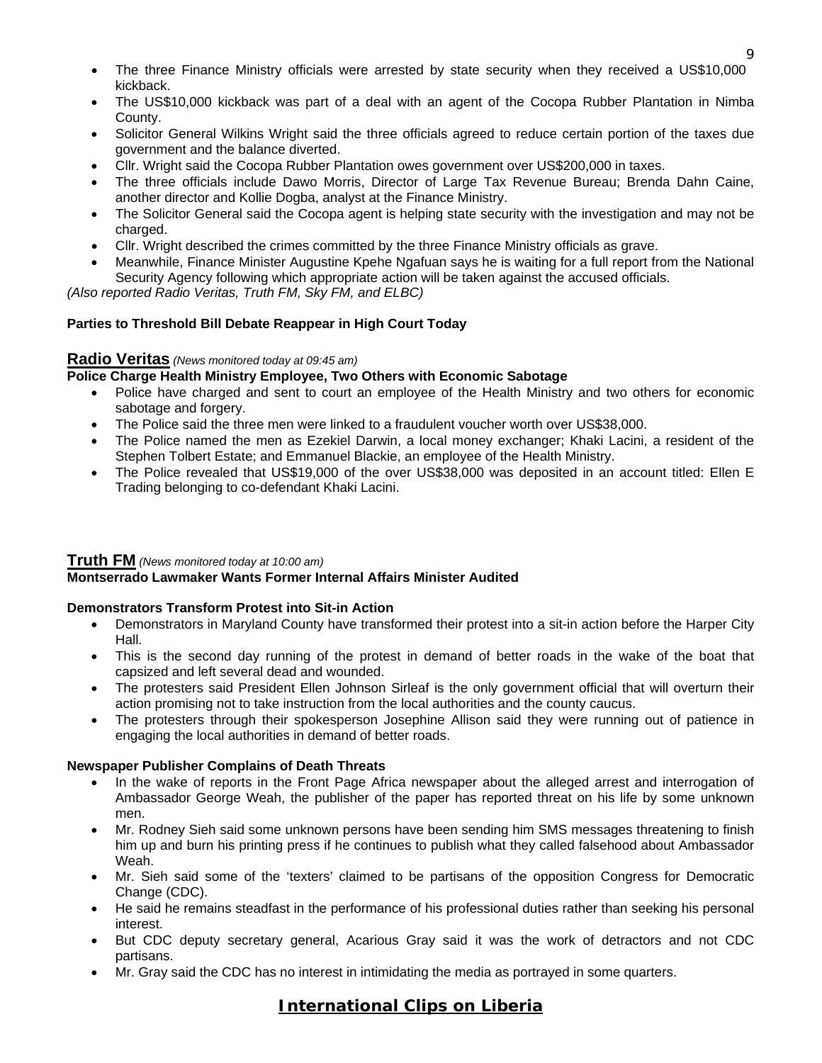- The three Finance Ministry officials were arrested by state security when they received a US$10,000 kickback.
- The US$10,000 kickback was part of a deal with an agent of the Cocopa Rubber Plantation in Nimba County.
- Solicitor General Wilkins Wright said the three officials agreed to reduce certain portion of the taxes due government and the balance diverted.
- Cllr. Wright said the Cocopa Rubber Plantation owes government over US$200,000 in taxes.
- The three officials include Dawo Morris, Director of Large Tax Revenue Bureau; Brenda Dahn Caine, another director and Kollie Dogba, analyst at the Finance Ministry.
- The Solicitor General said the Cocopa agent is helping state security with the investigation and may not be charged.
- Cllr. Wright described the crimes committed by the three Finance Ministry officials as grave.
- Meanwhile, Finance Minister Augustine Kpehe Ngafuan says he is waiting for a full report from the National Security Agency following which appropriate action will be taken against the accused officials.

*(Also reported Radio Veritas, Truth FM, Sky FM, and ELBC)*

**Parties to Threshold Bill Debate Reappear in High Court Today**

## Radio Veritas *(News monitored today at 09:45 am)*

**Police Charge Health Ministry Employee, Two Others with Economic Sabotage**

- Police have charged and sent to court an employee of the Health Ministry and two others for economic sabotage and forgery.
- The Police said the three men were linked to a fraudulent voucher worth over US$38,000.
- The Police named the men as Ezekiel Darwin, a local money exchanger; Khaki Lacini, a resident of the Stephen Tolbert Estate; and Emmanuel Blackie, an employee of the Health Ministry.
- The Police revealed that US$19,000 of the over US$38,000 was deposited in an account titled: Ellen E Trading belonging to co-defendant Khaki Lacini.

## Truth FM *(News monitored today at 10:00 am)*

**Montserrado Lawmaker Wants Former Internal Affairs Minister Audited**

**Demonstrators Transform Protest into Sit-in Action**

- Demonstrators in Maryland County have transformed their protest into a sit-in action before the Harper City Hall.
- This is the second day running of the protest in demand of better roads in the wake of the boat that capsized and left several dead and wounded.
- The protesters said President Ellen Johnson Sirleaf is the only government official that will overturn their action promising not to take instruction from the local authorities and the county caucus.
- The protesters through their spokesperson Josephine Allison said they were running out of patience in engaging the local authorities in demand of better roads.

**Newspaper Publisher Complains of Death Threats**

- In the wake of reports in the Front Page Africa newspaper about the alleged arrest and interrogation of Ambassador George Weah, the publisher of the paper has reported threat on his life by some unknown men.
- Mr. Rodney Sieh said some unknown persons have been sending him SMS messages threatening to finish him up and burn his printing press if he continues to publish what they called falsehood about Ambassador Weah.
- Mr. Sieh said some of the 'texters' claimed to be partisans of the opposition Congress for Democratic Change (CDC).
- He said he remains steadfast in the performance of his professional duties rather than seeking his personal interest.
- But CDC deputy secretary general, Acarious Gray said it was the work of detractors and not CDC partisans.
- Mr. Gray said the CDC has no interest in intimidating the media as portrayed in some quarters.

# International Clips on Liberia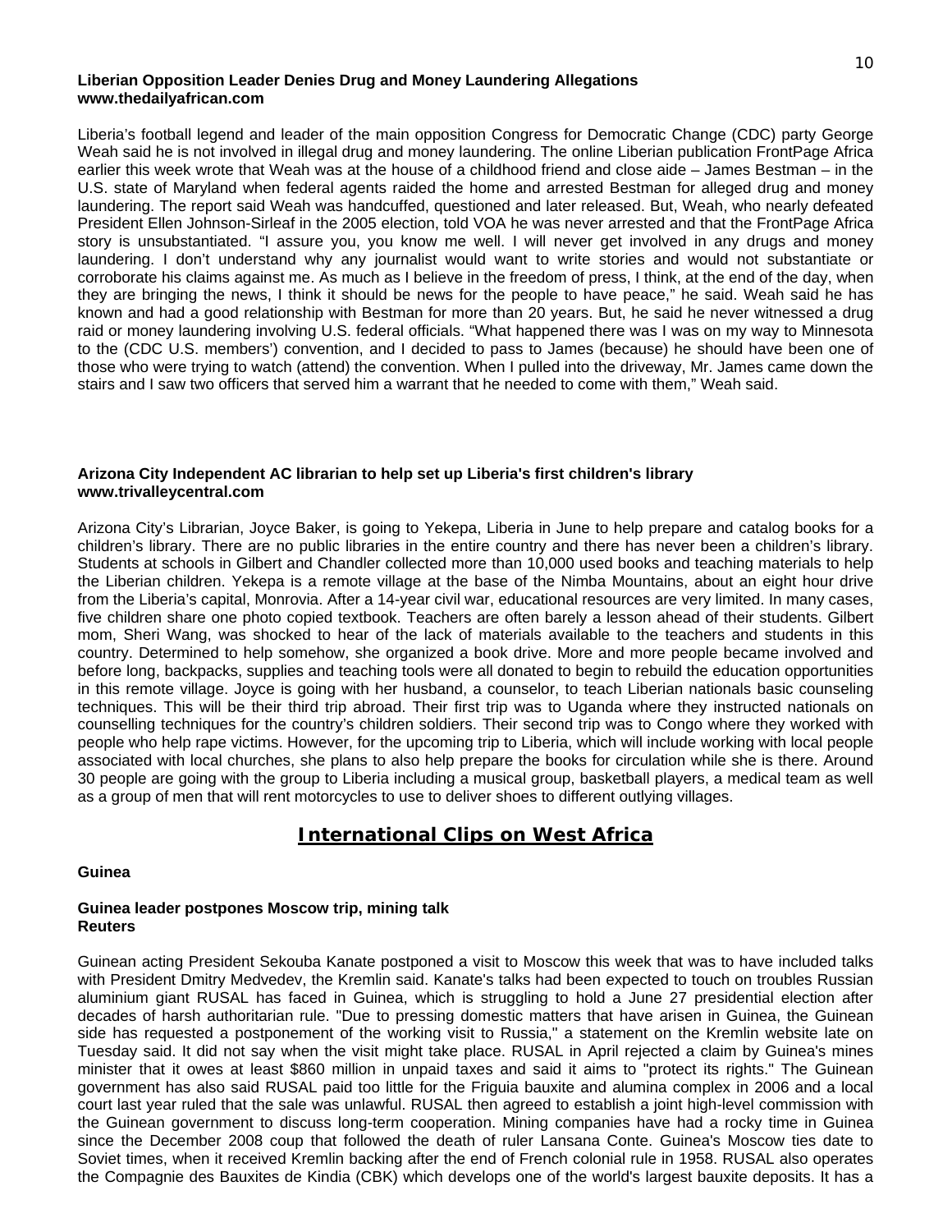**Liberian Opposition Leader Denies Drug and Money Laundering Allegations**
**www.thedailyafrican.com**

Liberia's football legend and leader of the main opposition Congress for Democratic Change (CDC) party George Weah said he is not involved in illegal drug and money laundering. The online Liberian publication FrontPage Africa earlier this week wrote that Weah was at the house of a childhood friend and close aide – James Bestman – in the U.S. state of Maryland when federal agents raided the home and arrested Bestman for alleged drug and money laundering. The report said Weah was handcuffed, questioned and later released. But, Weah, who nearly defeated President Ellen Johnson-Sirleaf in the 2005 election, told VOA he was never arrested and that the FrontPage Africa story is unsubstantiated. "I assure you, you know me well. I will never get involved in any drugs and money laundering. I don't understand why any journalist would want to write stories and would not substantiate or corroborate his claims against me. As much as I believe in the freedom of press, I think, at the end of the day, when they are bringing the news, I think it should be news for the people to have peace," he said. Weah said he has known and had a good relationship with Bestman for more than 20 years. But, he said he never witnessed a drug raid or money laundering involving U.S. federal officials. "What happened there was I was on my way to Minnesota to the (CDC U.S. members') convention, and I decided to pass to James (because) he should have been one of those who were trying to watch (attend) the convention. When I pulled into the driveway, Mr. James came down the stairs and I saw two officers that served him a warrant that he needed to come with them," Weah said.

**Arizona City Independent AC librarian to help set up Liberia's first children's library**
**www.trivalleycentral.com**

Arizona City's Librarian, Joyce Baker, is going to Yekepa, Liberia in June to help prepare and catalog books for a children's library. There are no public libraries in the entire country and there has never been a children's library. Students at schools in Gilbert and Chandler collected more than 10,000 used books and teaching materials to help the Liberian children. Yekepa is a remote village at the base of the Nimba Mountains, about an eight hour drive from the Liberia's capital, Monrovia. After a 14-year civil war, educational resources are very limited. In many cases, five children share one photo copied textbook. Teachers are often barely a lesson ahead of their students. Gilbert mom, Sheri Wang, was shocked to hear of the lack of materials available to the teachers and students in this country. Determined to help somehow, she organized a book drive. More and more people became involved and before long, backpacks, supplies and teaching tools were all donated to begin to rebuild the education opportunities in this remote village. Joyce is going with her husband, a counselor, to teach Liberian nationals basic counseling techniques. This will be their third trip abroad. Their first trip was to Uganda where they instructed nationals on counselling techniques for the country's children soldiers. Their second trip was to Congo where they worked with people who help rape victims. However, for the upcoming trip to Liberia, which will include working with local people associated with local churches, she plans to also help prepare the books for circulation while she is there. Around 30 people are going with the group to Liberia including a musical group, basketball players, a medical team as well as a group of men that will rent motorcycles to use to deliver shoes to different outlying villages.

## International Clips on West Africa

### Guinea

**Guinea leader postpones Moscow trip, mining talk**
**Reuters**

Guinean acting President Sekouba Kanate postponed a visit to Moscow this week that was to have included talks with President Dmitry Medvedev, the Kremlin said. Kanate's talks had been expected to touch on troubles Russian aluminium giant RUSAL has faced in Guinea, which is struggling to hold a June 27 presidential election after decades of harsh authoritarian rule. "Due to pressing domestic matters that have arisen in Guinea, the Guinean side has requested a postponement of the working visit to Russia," a statement on the Kremlin website late on Tuesday said. It did not say when the visit might take place. RUSAL in April rejected a claim by Guinea's mines minister that it owes at least $860 million in unpaid taxes and said it aims to "protect its rights." The Guinean government has also said RUSAL paid too little for the Friguia bauxite and alumina complex in 2006 and a local court last year ruled that the sale was unlawful. RUSAL then agreed to establish a joint high-level commission with the Guinean government to discuss long-term cooperation. Mining companies have had a rocky time in Guinea since the December 2008 coup that followed the death of ruler Lansana Conte. Guinea's Moscow ties date to Soviet times, when it received Kremlin backing after the end of French colonial rule in 1958. RUSAL also operates the Compagnie des Bauxites de Kindia (CBK) which develops one of the world's largest bauxite deposits. It has a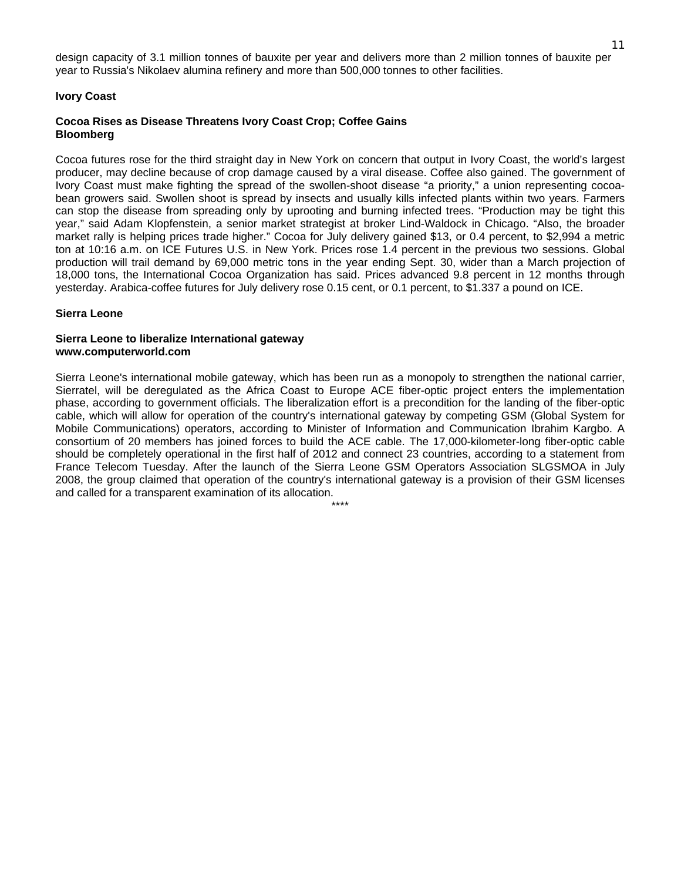design capacity of 3.1 million tonnes of bauxite per year and delivers more than 2 million tonnes of bauxite per year to Russia's Nikolaev alumina refinery and more than 500,000 tonnes to other facilities.

**Ivory Coast**

**Cocoa Rises as Disease Threatens Ivory Coast Crop; Coffee Gains**
**Bloomberg**

Cocoa futures rose for the third straight day in New York on concern that output in Ivory Coast, the world's largest producer, may decline because of crop damage caused by a viral disease. Coffee also gained. The government of Ivory Coast must make fighting the spread of the swollen-shoot disease "a priority," a union representing cocoa-bean growers said. Swollen shoot is spread by insects and usually kills infected plants within two years. Farmers can stop the disease from spreading only by uprooting and burning infected trees. "Production may be tight this year," said Adam Klopfenstein, a senior market strategist at broker Lind-Waldock in Chicago. "Also, the broader market rally is helping prices trade higher." Cocoa for July delivery gained $13, or 0.4 percent, to $2,994 a metric ton at 10:16 a.m. on ICE Futures U.S. in New York. Prices rose 1.4 percent in the previous two sessions. Global production will trail demand by 69,000 metric tons in the year ending Sept. 30, wider than a March projection of 18,000 tons, the International Cocoa Organization has said. Prices advanced 9.8 percent in 12 months through yesterday. Arabica-coffee futures for July delivery rose 0.15 cent, or 0.1 percent, to $1.337 a pound on ICE.

**Sierra Leone**

**Sierra Leone to liberalize International gateway**
**www.computerworld.com**

Sierra Leone's international mobile gateway, which has been run as a monopoly to strengthen the national carrier, Sierratel, will be deregulated as the Africa Coast to Europe ACE fiber-optic project enters the implementation phase, according to government officials. The liberalization effort is a precondition for the landing of the fiber-optic cable, which will allow for operation of the country's international gateway by competing GSM (Global System for Mobile Communications) operators, according to Minister of Information and Communication Ibrahim Kargbo. A consortium of 20 members has joined forces to build the ACE cable. The 17,000-kilometer-long fiber-optic cable should be completely operational in the first half of 2012 and connect 23 countries, according to a statement from France Telecom Tuesday. After the launch of the Sierra Leone GSM Operators Association SLGSMOA in July 2008, the group claimed that operation of the country's international gateway is a provision of their GSM licenses and called for a transparent examination of its allocation.

****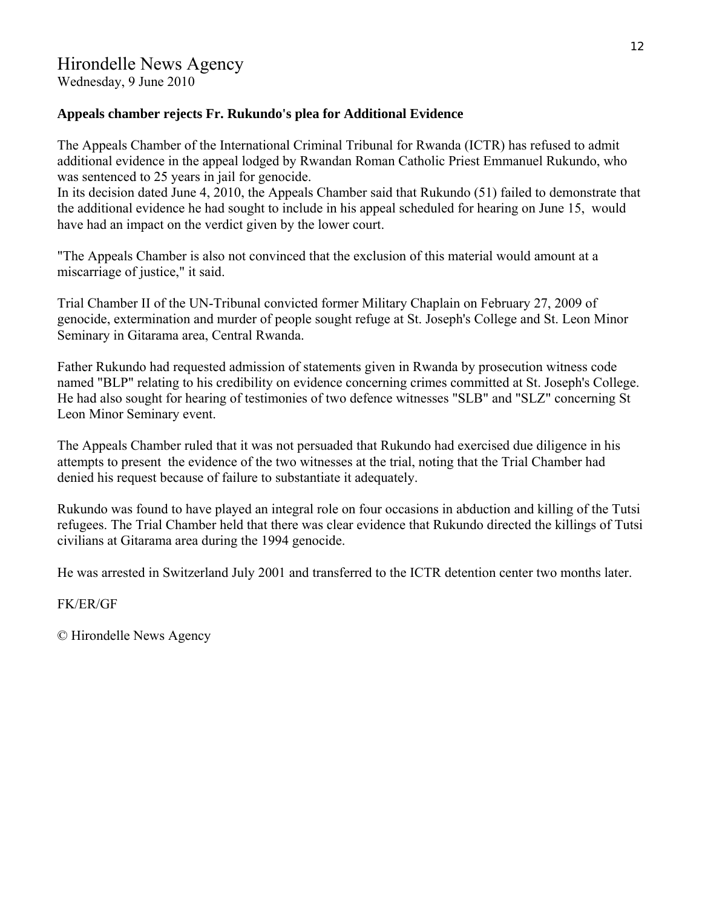# Hirondelle News Agency

Wednesday, 9 June 2010

**Appeals chamber rejects Fr. Rukundo's plea for Additional Evidence**

The Appeals Chamber of the International Criminal Tribunal for Rwanda (ICTR) has refused to admit additional evidence in the appeal lodged by Rwandan Roman Catholic Priest Emmanuel Rukundo, who was sentenced to 25 years in jail for genocide.
In its decision dated June 4, 2010, the Appeals Chamber said that Rukundo (51) failed to demonstrate that the additional evidence he had sought to include in his appeal scheduled for hearing on June 15, would have had an impact on the verdict given by the lower court.

"The Appeals Chamber is also not convinced that the exclusion of this material would amount at a miscarriage of justice," it said.

Trial Chamber II of the UN-Tribunal convicted former Military Chaplain on February 27, 2009 of genocide, extermination and murder of people sought refuge at St. Joseph's College and St. Leon Minor Seminary in Gitarama area, Central Rwanda.

Father Rukundo had requested admission of statements given in Rwanda by prosecution witness code named "BLP" relating to his credibility on evidence concerning crimes committed at St. Joseph's College. He had also sought for hearing of testimonies of two defence witnesses "SLB" and "SLZ" concerning St Leon Minor Seminary event.

The Appeals Chamber ruled that it was not persuaded that Rukundo had exercised due diligence in his attempts to present the evidence of the two witnesses at the trial, noting that the Trial Chamber had denied his request because of failure to substantiate it adequately.

Rukundo was found to have played an integral role on four occasions in abduction and killing of the Tutsi refugees. The Trial Chamber held that there was clear evidence that Rukundo directed the killings of Tutsi civilians at Gitarama area during the 1994 genocide.

He was arrested in Switzerland July 2001 and transferred to the ICTR detention center two months later.

FK/ER/GF

© Hirondelle News Agency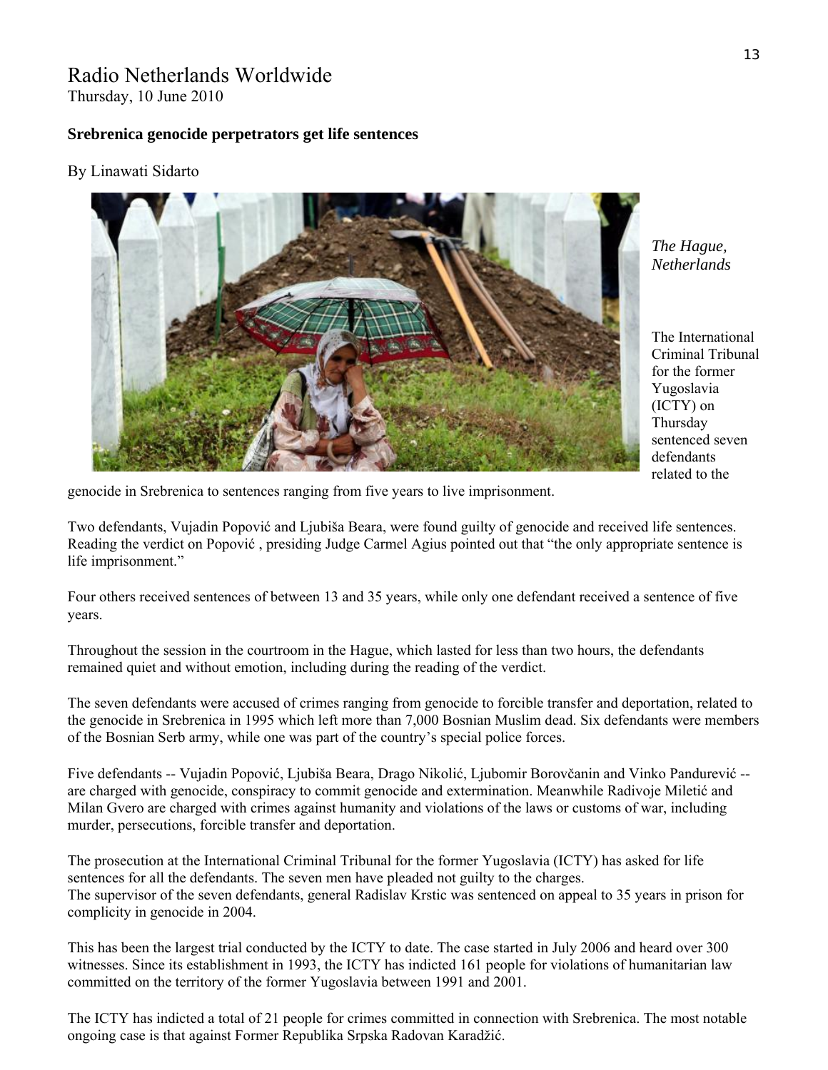# Radio Netherlands Worldwide

Thursday, 10 June 2010

**Srebrenica genocide perpetrators get life sentences**

By Linawati Sidarto

*The Hague, Netherlands*

The International Criminal Tribunal for the former Yugoslavia (ICTY) on Thursday sentenced seven defendants related to the genocide in Srebrenica to sentences ranging from five years to live imprisonment.

Two defendants, Vujadin Popović and Ljubiša Beara, were found guilty of genocide and received life sentences. Reading the verdict on Popović , presiding Judge Carmel Agius pointed out that "the only appropriate sentence is life imprisonment."

Four others received sentences of between 13 and 35 years, while only one defendant received a sentence of five years.

Throughout the session in the courtroom in the Hague, which lasted for less than two hours, the defendants remained quiet and without emotion, including during the reading of the verdict.

The seven defendants were accused of crimes ranging from genocide to forcible transfer and deportation, related to the genocide in Srebrenica in 1995 which left more than 7,000 Bosnian Muslim dead. Six defendants were members of the Bosnian Serb army, while one was part of the country's special police forces.

Five defendants -- Vujadin Popović, Ljubiša Beara, Drago Nikolić, Ljubomir Borovčanin and Vinko Pandurević -- are charged with genocide, conspiracy to commit genocide and extermination. Meanwhile Radivoje Miletić and Milan Gvero are charged with crimes against humanity and violations of the laws or customs of war, including murder, persecutions, forcible transfer and deportation.

The prosecution at the International Criminal Tribunal for the former Yugoslavia (ICTY) has asked for life sentences for all the defendants. The seven men have pleaded not guilty to the charges.
The supervisor of the seven defendants, general Radislav Krstic was sentenced on appeal to 35 years in prison for complicity in genocide in 2004.

This has been the largest trial conducted by the ICTY to date. The case started in July 2006 and heard over 300 witnesses. Since its establishment in 1993, the ICTY has indicted 161 people for violations of humanitarian law committed on the territory of the former Yugoslavia between 1991 and 2001.

The ICTY has indicted a total of 21 people for crimes committed in connection with Srebrenica. The most notable ongoing case is that against Former Republika Srpska Radovan Karadžić.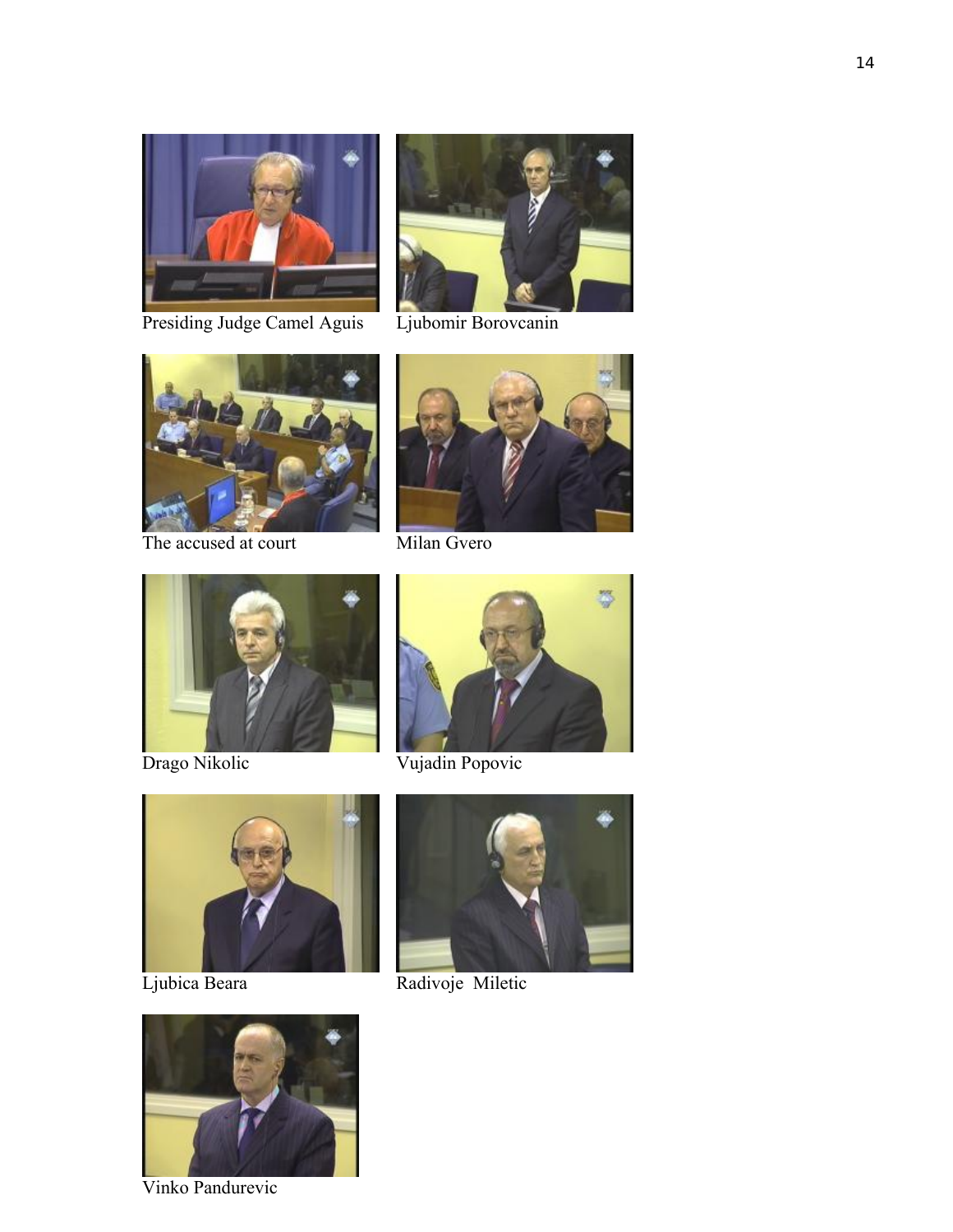Presiding Judge Camel Aguis

Ljubomir Borovcanin

The accused at court

Milan Gvero

Drago Nikolic

Vujadin Popovic

Ljubica Beara

Radivoje Miletic

Vinko Pandurevic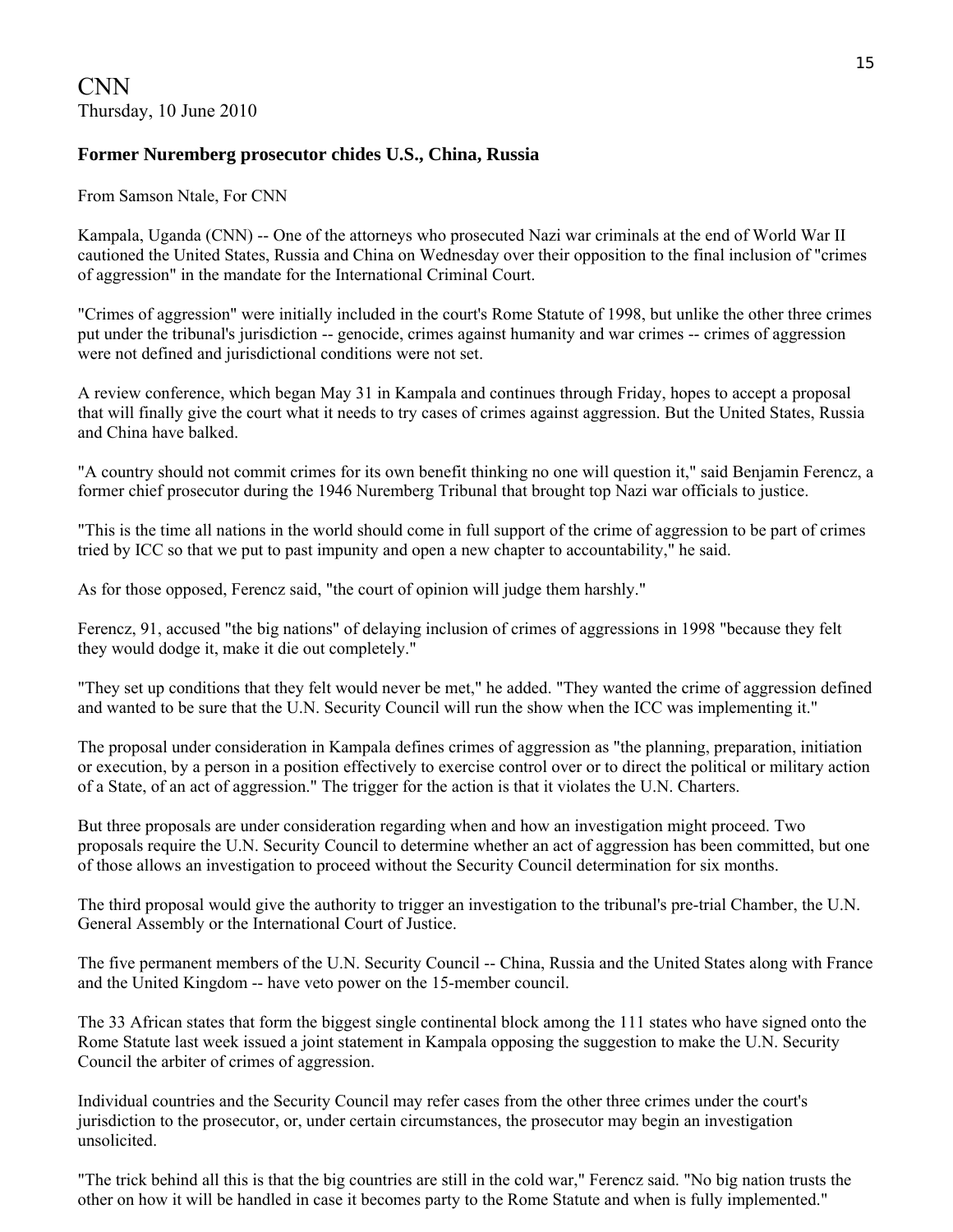CNN
Thursday, 10 June 2010

**Former Nuremberg prosecutor chides U.S., China, Russia**

From Samson Ntale, For CNN

Kampala, Uganda (CNN) -- One of the attorneys who prosecuted Nazi war criminals at the end of World War II cautioned the United States, Russia and China on Wednesday over their opposition to the final inclusion of "crimes of aggression" in the mandate for the International Criminal Court.

"Crimes of aggression" were initially included in the court's Rome Statute of 1998, but unlike the other three crimes put under the tribunal's jurisdiction -- genocide, crimes against humanity and war crimes -- crimes of aggression were not defined and jurisdictional conditions were not set.

A review conference, which began May 31 in Kampala and continues through Friday, hopes to accept a proposal that will finally give the court what it needs to try cases of crimes against aggression. But the United States, Russia and China have balked.

"A country should not commit crimes for its own benefit thinking no one will question it," said Benjamin Ferencz, a former chief prosecutor during the 1946 Nuremberg Tribunal that brought top Nazi war officials to justice.

"This is the time all nations in the world should come in full support of the crime of aggression to be part of crimes tried by ICC so that we put to past impunity and open a new chapter to accountability," he said.

As for those opposed, Ferencz said, "the court of opinion will judge them harshly."

Ferencz, 91, accused "the big nations" of delaying inclusion of crimes of aggressions in 1998 "because they felt they would dodge it, make it die out completely."

"They set up conditions that they felt would never be met," he added. "They wanted the crime of aggression defined and wanted to be sure that the U.N. Security Council will run the show when the ICC was implementing it."

The proposal under consideration in Kampala defines crimes of aggression as "the planning, preparation, initiation or execution, by a person in a position effectively to exercise control over or to direct the political or military action of a State, of an act of aggression." The trigger for the action is that it violates the U.N. Charters.

But three proposals are under consideration regarding when and how an investigation might proceed. Two proposals require the U.N. Security Council to determine whether an act of aggression has been committed, but one of those allows an investigation to proceed without the Security Council determination for six months.

The third proposal would give the authority to trigger an investigation to the tribunal's pre-trial Chamber, the U.N. General Assembly or the International Court of Justice.

The five permanent members of the U.N. Security Council -- China, Russia and the United States along with France and the United Kingdom -- have veto power on the 15-member council.

The 33 African states that form the biggest single continental block among the 111 states who have signed onto the Rome Statute last week issued a joint statement in Kampala opposing the suggestion to make the U.N. Security Council the arbiter of crimes of aggression.

Individual countries and the Security Council may refer cases from the other three crimes under the court's jurisdiction to the prosecutor, or, under certain circumstances, the prosecutor may begin an investigation unsolicited.

"The trick behind all this is that the big countries are still in the cold war," Ferencz said. "No big nation trusts the other on how it will be handled in case it becomes party to the Rome Statute and when is fully implemented."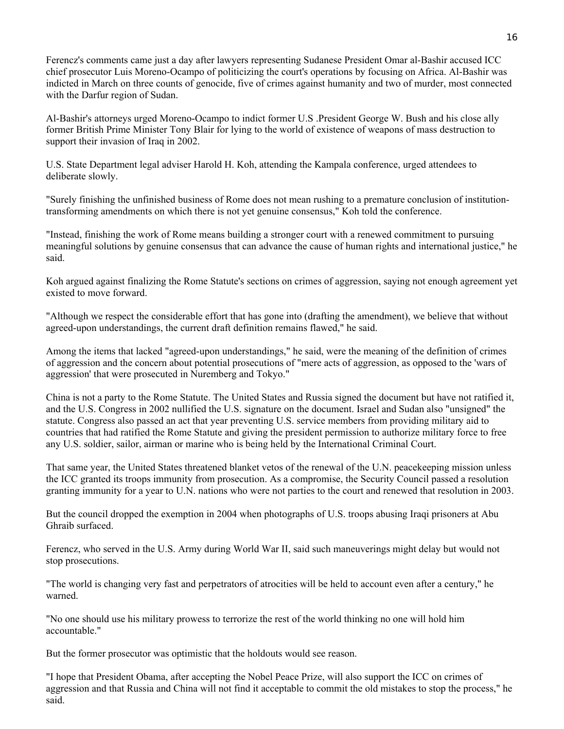Ferencz's comments came just a day after lawyers representing Sudanese President Omar al-Bashir accused ICC chief prosecutor Luis Moreno-Ocampo of politicizing the court's operations by focusing on Africa. Al-Bashir was indicted in March on three counts of genocide, five of crimes against humanity and two of murder, most connected with the Darfur region of Sudan.

Al-Bashir's attorneys urged Moreno-Ocampo to indict former U.S .President George W. Bush and his close ally former British Prime Minister Tony Blair for lying to the world of existence of weapons of mass destruction to support their invasion of Iraq in 2002.

U.S. State Department legal adviser Harold H. Koh, attending the Kampala conference, urged attendees to deliberate slowly.

"Surely finishing the unfinished business of Rome does not mean rushing to a premature conclusion of institution-transforming amendments on which there is not yet genuine consensus," Koh told the conference.

"Instead, finishing the work of Rome means building a stronger court with a renewed commitment to pursuing meaningful solutions by genuine consensus that can advance the cause of human rights and international justice," he said.

Koh argued against finalizing the Rome Statute's sections on crimes of aggression, saying not enough agreement yet existed to move forward.

"Although we respect the considerable effort that has gone into (drafting the amendment), we believe that without agreed-upon understandings, the current draft definition remains flawed," he said.

Among the items that lacked "agreed-upon understandings," he said, were the meaning of the definition of crimes of aggression and the concern about potential prosecutions of "mere acts of aggression, as opposed to the 'wars of aggression' that were prosecuted in Nuremberg and Tokyo."

China is not a party to the Rome Statute. The United States and Russia signed the document but have not ratified it, and the U.S. Congress in 2002 nullified the U.S. signature on the document. Israel and Sudan also "unsigned" the statute. Congress also passed an act that year preventing U.S. service members from providing military aid to countries that had ratified the Rome Statute and giving the president permission to authorize military force to free any U.S. soldier, sailor, airman or marine who is being held by the International Criminal Court.

That same year, the United States threatened blanket vetos of the renewal of the U.N. peacekeeping mission unless the ICC granted its troops immunity from prosecution. As a compromise, the Security Council passed a resolution granting immunity for a year to U.N. nations who were not parties to the court and renewed that resolution in 2003.

But the council dropped the exemption in 2004 when photographs of U.S. troops abusing Iraqi prisoners at Abu Ghraib surfaced.

Ferencz, who served in the U.S. Army during World War II, said such maneuverings might delay but would not stop prosecutions.

"The world is changing very fast and perpetrators of atrocities will be held to account even after a century," he warned.

"No one should use his military prowess to terrorize the rest of the world thinking no one will hold him accountable."

But the former prosecutor was optimistic that the holdouts would see reason.

"I hope that President Obama, after accepting the Nobel Peace Prize, will also support the ICC on crimes of aggression and that Russia and China will not find it acceptable to commit the old mistakes to stop the process," he said.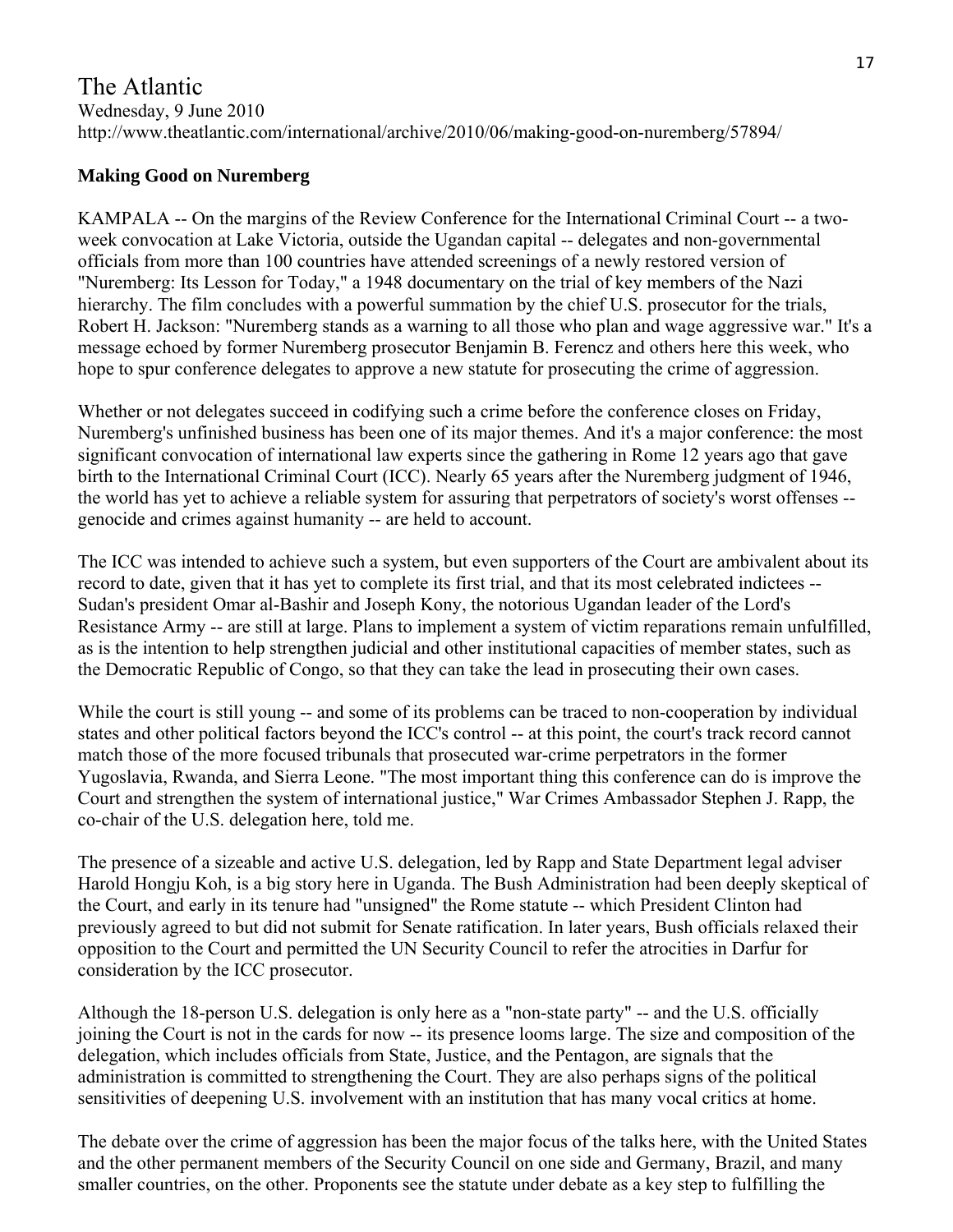The Atlantic
Wednesday, 9 June 2010
http://www.theatlantic.com/international/archive/2010/06/making-good-on-nuremberg/57894/

**Making Good on Nuremberg**

KAMPALA -- On the margins of the Review Conference for the International Criminal Court -- a two-week convocation at Lake Victoria, outside the Ugandan capital -- delegates and non-governmental officials from more than 100 countries have attended screenings of a newly restored version of "Nuremberg: Its Lesson for Today," a 1948 documentary on the trial of key members of the Nazi hierarchy. The film concludes with a powerful summation by the chief U.S. prosecutor for the trials, Robert H. Jackson: "Nuremberg stands as a warning to all those who plan and wage aggressive war." It's a message echoed by former Nuremberg prosecutor Benjamin B. Ferencz and others here this week, who hope to spur conference delegates to approve a new statute for prosecuting the crime of aggression.

Whether or not delegates succeed in codifying such a crime before the conference closes on Friday, Nuremberg's unfinished business has been one of its major themes. And it's a major conference: the most significant convocation of international law experts since the gathering in Rome 12 years ago that gave birth to the International Criminal Court (ICC). Nearly 65 years after the Nuremberg judgment of 1946, the world has yet to achieve a reliable system for assuring that perpetrators of society's worst offenses -- genocide and crimes against humanity -- are held to account.

The ICC was intended to achieve such a system, but even supporters of the Court are ambivalent about its record to date, given that it has yet to complete its first trial, and that its most celebrated indictees -- Sudan's president Omar al-Bashir and Joseph Kony, the notorious Ugandan leader of the Lord's Resistance Army -- are still at large. Plans to implement a system of victim reparations remain unfulfilled, as is the intention to help strengthen judicial and other institutional capacities of member states, such as the Democratic Republic of Congo, so that they can take the lead in prosecuting their own cases.

While the court is still young -- and some of its problems can be traced to non-cooperation by individual states and other political factors beyond the ICC's control -- at this point, the court's track record cannot match those of the more focused tribunals that prosecuted war-crime perpetrators in the former Yugoslavia, Rwanda, and Sierra Leone. "The most important thing this conference can do is improve the Court and strengthen the system of international justice," War Crimes Ambassador Stephen J. Rapp, the co-chair of the U.S. delegation here, told me.

The presence of a sizeable and active U.S. delegation, led by Rapp and State Department legal adviser Harold Hongju Koh, is a big story here in Uganda. The Bush Administration had been deeply skeptical of the Court, and early in its tenure had "unsigned" the Rome statute -- which President Clinton had previously agreed to but did not submit for Senate ratification. In later years, Bush officials relaxed their opposition to the Court and permitted the UN Security Council to refer the atrocities in Darfur for consideration by the ICC prosecutor.

Although the 18-person U.S. delegation is only here as a "non-state party" -- and the U.S. officially joining the Court is not in the cards for now -- its presence looms large. The size and composition of the delegation, which includes officials from State, Justice, and the Pentagon, are signals that the administration is committed to strengthening the Court. They are also perhaps signs of the political sensitivities of deepening U.S. involvement with an institution that has many vocal critics at home.

The debate over the crime of aggression has been the major focus of the talks here, with the United States and the other permanent members of the Security Council on one side and Germany, Brazil, and many smaller countries, on the other. Proponents see the statute under debate as a key step to fulfilling the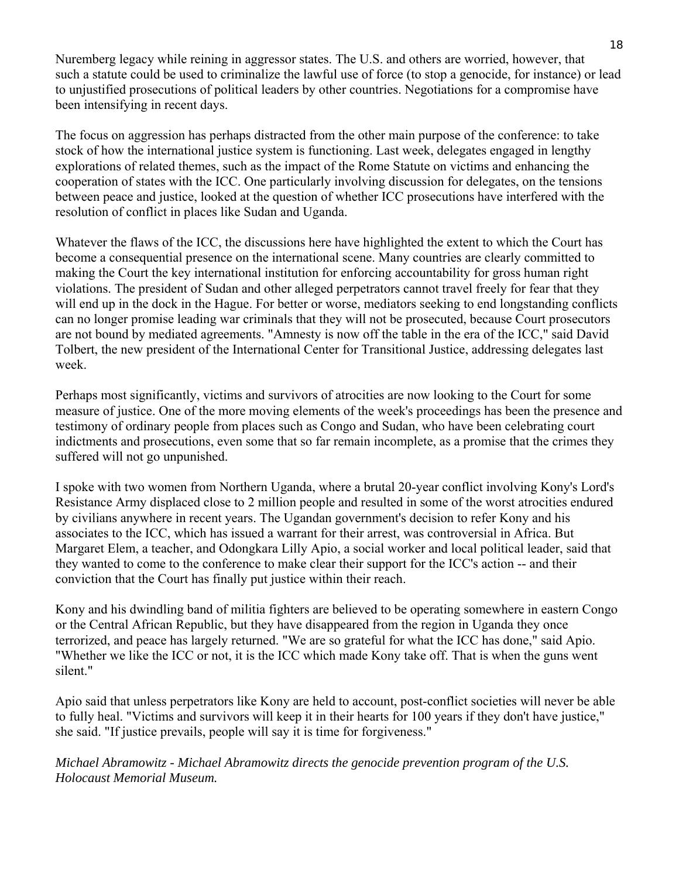Nuremberg legacy while reining in aggressor states. The U.S. and others are worried, however, that such a statute could be used to criminalize the lawful use of force (to stop a genocide, for instance) or lead to unjustified prosecutions of political leaders by other countries. Negotiations for a compromise have been intensifying in recent days.

The focus on aggression has perhaps distracted from the other main purpose of the conference: to take stock of how the international justice system is functioning. Last week, delegates engaged in lengthy explorations of related themes, such as the impact of the Rome Statute on victims and enhancing the cooperation of states with the ICC. One particularly involving discussion for delegates, on the tensions between peace and justice, looked at the question of whether ICC prosecutions have interfered with the resolution of conflict in places like Sudan and Uganda.

Whatever the flaws of the ICC, the discussions here have highlighted the extent to which the Court has become a consequential presence on the international scene. Many countries are clearly committed to making the Court the key international institution for enforcing accountability for gross human right violations. The president of Sudan and other alleged perpetrators cannot travel freely for fear that they will end up in the dock in the Hague. For better or worse, mediators seeking to end longstanding conflicts can no longer promise leading war criminals that they will not be prosecuted, because Court prosecutors are not bound by mediated agreements. "Amnesty is now off the table in the era of the ICC," said David Tolbert, the new president of the International Center for Transitional Justice, addressing delegates last week.

Perhaps most significantly, victims and survivors of atrocities are now looking to the Court for some measure of justice. One of the more moving elements of the week's proceedings has been the presence and testimony of ordinary people from places such as Congo and Sudan, who have been celebrating court indictments and prosecutions, even some that so far remain incomplete, as a promise that the crimes they suffered will not go unpunished.

I spoke with two women from Northern Uganda, where a brutal 20-year conflict involving Kony's Lord's Resistance Army displaced close to 2 million people and resulted in some of the worst atrocities endured by civilians anywhere in recent years. The Ugandan government's decision to refer Kony and his associates to the ICC, which has issued a warrant for their arrest, was controversial in Africa. But Margaret Elem, a teacher, and Odongkara Lilly Apio, a social worker and local political leader, said that they wanted to come to the conference to make clear their support for the ICC's action -- and their conviction that the Court has finally put justice within their reach.

Kony and his dwindling band of militia fighters are believed to be operating somewhere in eastern Congo or the Central African Republic, but they have disappeared from the region in Uganda they once terrorized, and peace has largely returned. "We are so grateful for what the ICC has done," said Apio. "Whether we like the ICC or not, it is the ICC which made Kony take off. That is when the guns went silent."

Apio said that unless perpetrators like Kony are held to account, post-conflict societies will never be able to fully heal. "Victims and survivors will keep it in their hearts for 100 years if they don't have justice," she said. "If justice prevails, people will say it is time for forgiveness."

*Michael Abramowitz - Michael Abramowitz directs the genocide prevention program of the U.S. Holocaust Memorial Museum.*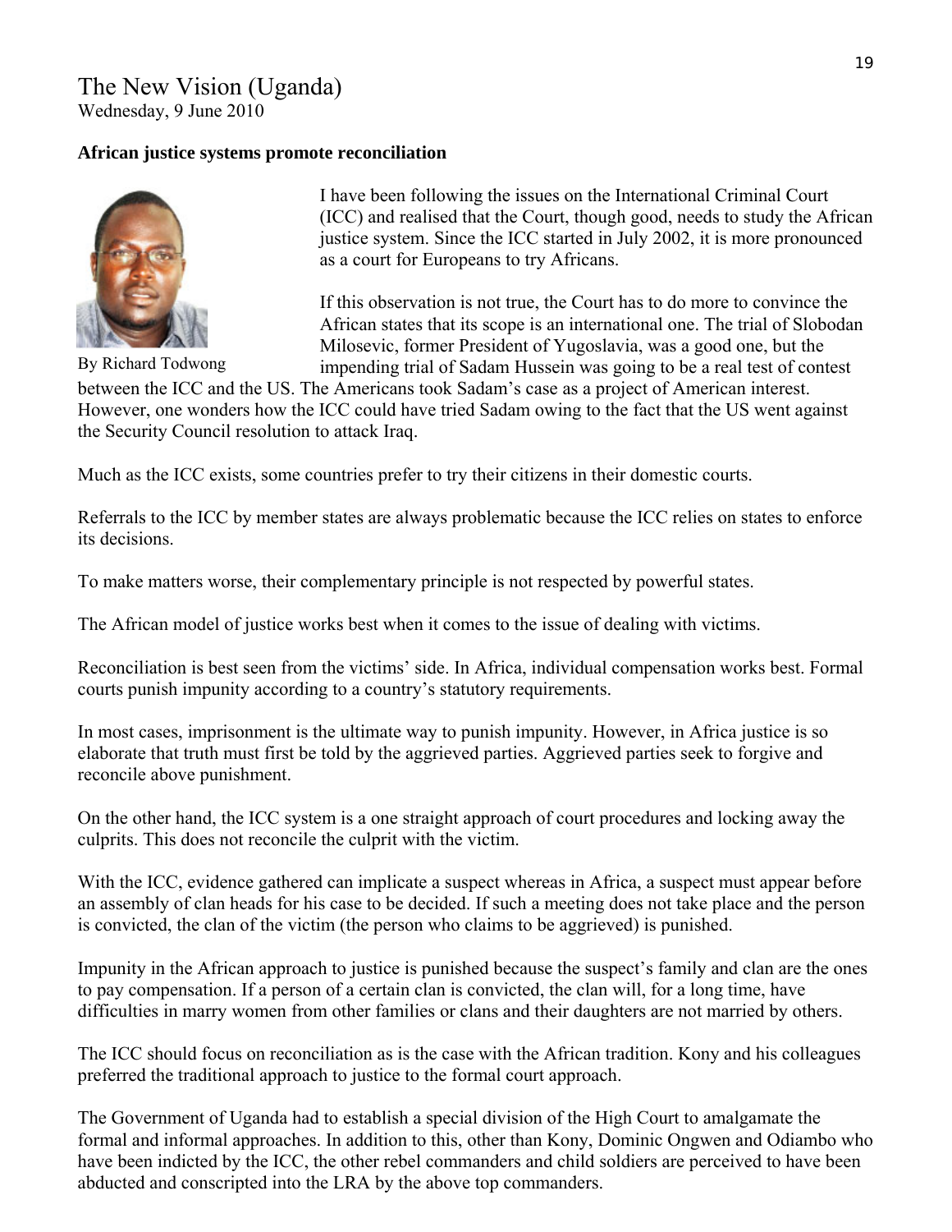The New Vision (Uganda)
Wednesday, 9 June 2010

**African justice systems promote reconciliation**

By Richard Todwong

I have been following the issues on the International Criminal Court (ICC) and realised that the Court, though good, needs to study the African justice system. Since the ICC started in July 2002, it is more pronounced as a court for Europeans to try Africans.

If this observation is not true, the Court has to do more to convince the African states that its scope is an international one. The trial of Slobodan Milosevic, former President of Yugoslavia, was a good one, but the impending trial of Sadam Hussein was going to be a real test of contest between the ICC and the US. The Americans took Sadam's case as a project of American interest. However, one wonders how the ICC could have tried Sadam owing to the fact that the US went against the Security Council resolution to attack Iraq.

Much as the ICC exists, some countries prefer to try their citizens in their domestic courts.

Referrals to the ICC by member states are always problematic because the ICC relies on states to enforce its decisions.

To make matters worse, their complementary principle is not respected by powerful states.

The African model of justice works best when it comes to the issue of dealing with victims.

Reconciliation is best seen from the victims' side. In Africa, individual compensation works best. Formal courts punish impunity according to a country's statutory requirements.

In most cases, imprisonment is the ultimate way to punish impunity. However, in Africa justice is so elaborate that truth must first be told by the aggrieved parties. Aggrieved parties seek to forgive and reconcile above punishment.

On the other hand, the ICC system is a one straight approach of court procedures and locking away the culprits. This does not reconcile the culprit with the victim.

With the ICC, evidence gathered can implicate a suspect whereas in Africa, a suspect must appear before an assembly of clan heads for his case to be decided. If such a meeting does not take place and the person is convicted, the clan of the victim (the person who claims to be aggrieved) is punished.

Impunity in the African approach to justice is punished because the suspect's family and clan are the ones to pay compensation. If a person of a certain clan is convicted, the clan will, for a long time, have difficulties in marry women from other families or clans and their daughters are not married by others.

The ICC should focus on reconciliation as is the case with the African tradition. Kony and his colleagues preferred the traditional approach to justice to the formal court approach.

The Government of Uganda had to establish a special division of the High Court to amalgamate the formal and informal approaches. In addition to this, other than Kony, Dominic Ongwen and Odiambo who have been indicted by the ICC, the other rebel commanders and child soldiers are perceived to have been abducted and conscripted into the LRA by the above top commanders.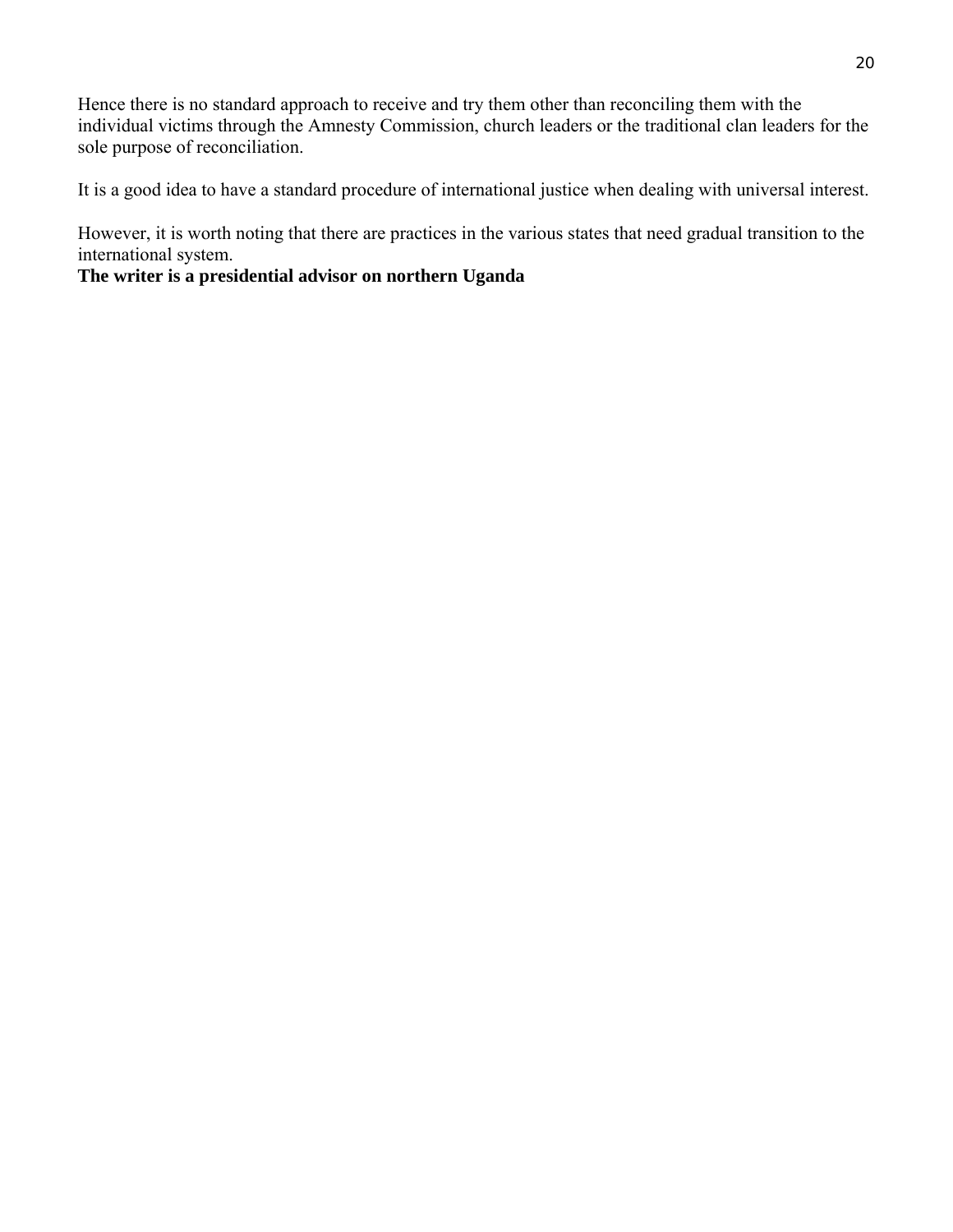Hence there is no standard approach to receive and try them other than reconciling them with the individual victims through the Amnesty Commission, church leaders or the traditional clan leaders for the sole purpose of reconciliation.

It is a good idea to have a standard procedure of international justice when dealing with universal interest.

However, it is worth noting that there are practices in the various states that need gradual transition to the international system.

**The writer is a presidential advisor on northern Uganda**